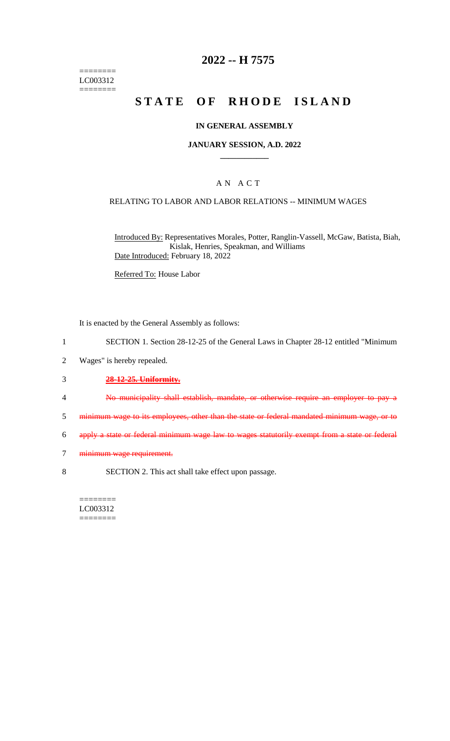========
LC003312
========

# 2022 -- H 7575

# STATE OF RHODE ISLAND

## IN GENERAL ASSEMBLY

### JANUARY SESSION, A.D. 2022

____________

## A N A C T

### RELATING TO LABOR AND LABOR RELATIONS -- MINIMUM WAGES

Introduced By: Representatives Morales, Potter, Ranglin-Vassell, McGaw, Batista, Biah, Kislak, Henries, Speakman, and Williams

Date Introduced: February 18, 2022

Referred To: House Labor

It is enacted by the General Assembly as follows:

1 SECTION 1. Section 28-12-25 of the General Laws in Chapter 28-12 entitled "Minimum
2 Wages" is hereby repealed.

3 ~~**28-12-25. Uniformity.**~~

4 ~~No municipality shall establish, mandate, or otherwise require an employer to pay a~~
5 ~~minimum wage to its employees, other than the state or federal mandated minimum wage, or to~~
6 ~~apply a state or federal minimum wage law to wages statutorily exempt from a state or federal~~
7 ~~minimum wage requirement.~~

8 SECTION 2. This act shall take effect upon passage.

========
LC003312
========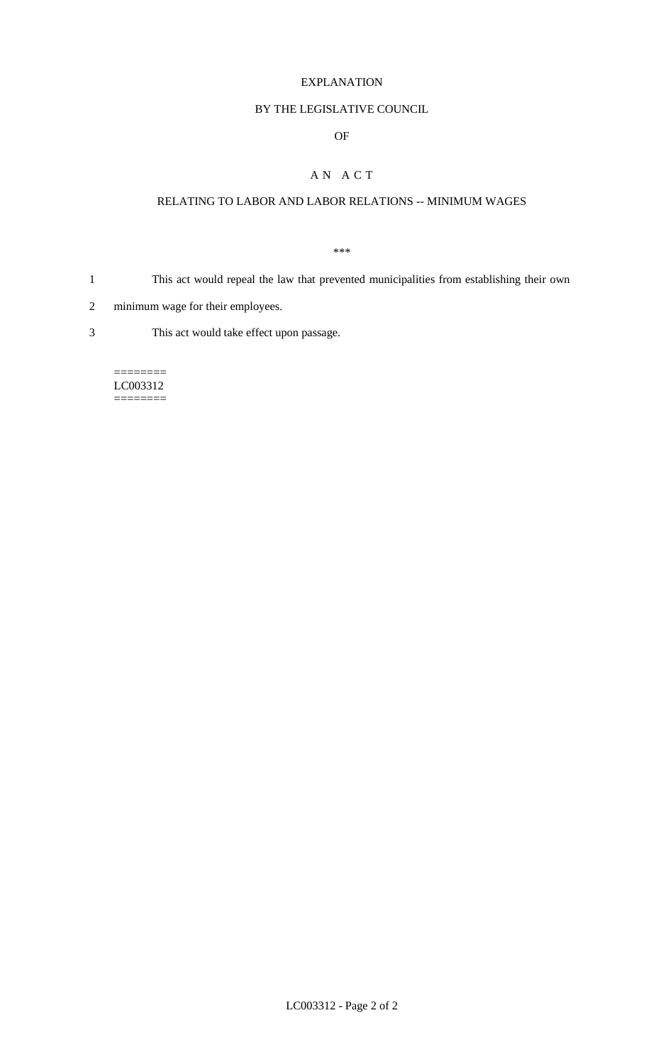EXPLANATION

BY THE LEGISLATIVE COUNCIL

OF

# A N A C T

## RELATING TO LABOR AND LABOR RELATIONS -- MINIMUM WAGES

***

This act would repeal the law that prevented municipalities from establishing their own minimum wage for their employees.

This act would take effect upon passage.

========
LC003312
========